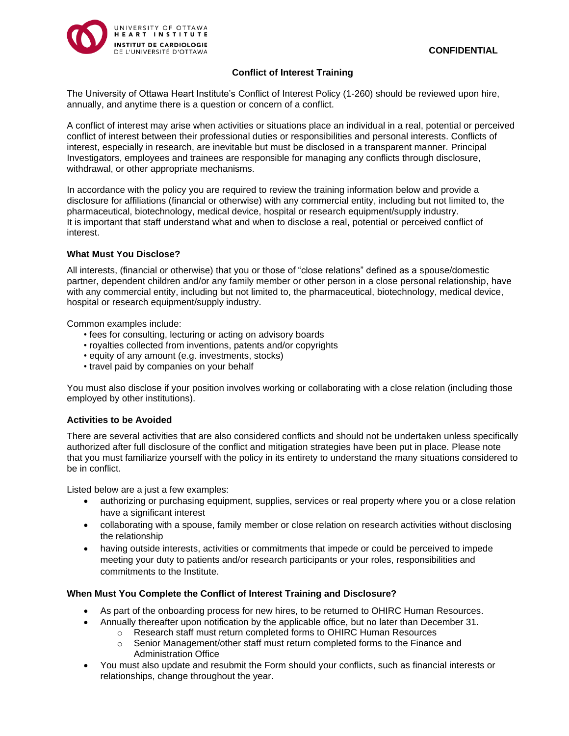UNIVERSITY OF OTTAWA HEART INSTITUTE
INSTITUT DE CARDIOLOGIE DE L'UNIVERSITÉ D'OTTAWA

**CONFIDENTIAL**

## Conflict of Interest Training

The University of Ottawa Heart Institute's Conflict of Interest Policy (1-260) should be reviewed upon hire, annually, and anytime there is a question or concern of a conflict.

A conflict of interest may arise when activities or situations place an individual in a real, potential or perceived conflict of interest between their professional duties or responsibilities and personal interests. Conflicts of interest, especially in research, are inevitable but must be disclosed in a transparent manner. Principal Investigators, employees and trainees are responsible for managing any conflicts through disclosure, withdrawal, or other appropriate mechanisms.

In accordance with the policy you are required to review the training information below and provide a disclosure for affiliations (financial or otherwise) with any commercial entity, including but not limited to, the pharmaceutical, biotechnology, medical device, hospital or research equipment/supply industry.
It is important that staff understand what and when to disclose a real, potential or perceived conflict of interest.

### What Must You Disclose?

All interests, (financial or otherwise) that you or those of "close relations" defined as a spouse/domestic partner, dependent children and/or any family member or other person in a close personal relationship, have with any commercial entity, including but not limited to, the pharmaceutical, biotechnology, medical device, hospital or research equipment/supply industry.

Common examples include:

- fees for consulting, lecturing or acting on advisory boards
- royalties collected from inventions, patents and/or copyrights
- equity of any amount (e.g. investments, stocks)
- travel paid by companies on your behalf

You must also disclose if your position involves working or collaborating with a close relation (including those employed by other institutions).

### Activities to be Avoided

There are several activities that are also considered conflicts and should not be undertaken unless specifically authorized after full disclosure of the conflict and mitigation strategies have been put in place. Please note that you must familiarize yourself with the policy in its entirety to understand the many situations considered to be in conflict.

Listed below are a just a few examples:

- authorizing or purchasing equipment, supplies, services or real property where you or a close relation have a significant interest
- collaborating with a spouse, family member or close relation on research activities without disclosing the relationship
- having outside interests, activities or commitments that impede or could be perceived to impede meeting your duty to patients and/or research participants or your roles, responsibilities and commitments to the Institute.

### When Must You Complete the Conflict of Interest Training and Disclosure?

- As part of the onboarding process for new hires, to be returned to OHIRC Human Resources.
- Annually thereafter upon notification by the applicable office, but no later than December 31.
  - Research staff must return completed forms to OHIRC Human Resources
  - Senior Management/other staff must return completed forms to the Finance and Administration Office
- You must also update and resubmit the Form should your conflicts, such as financial interests or relationships, change throughout the year.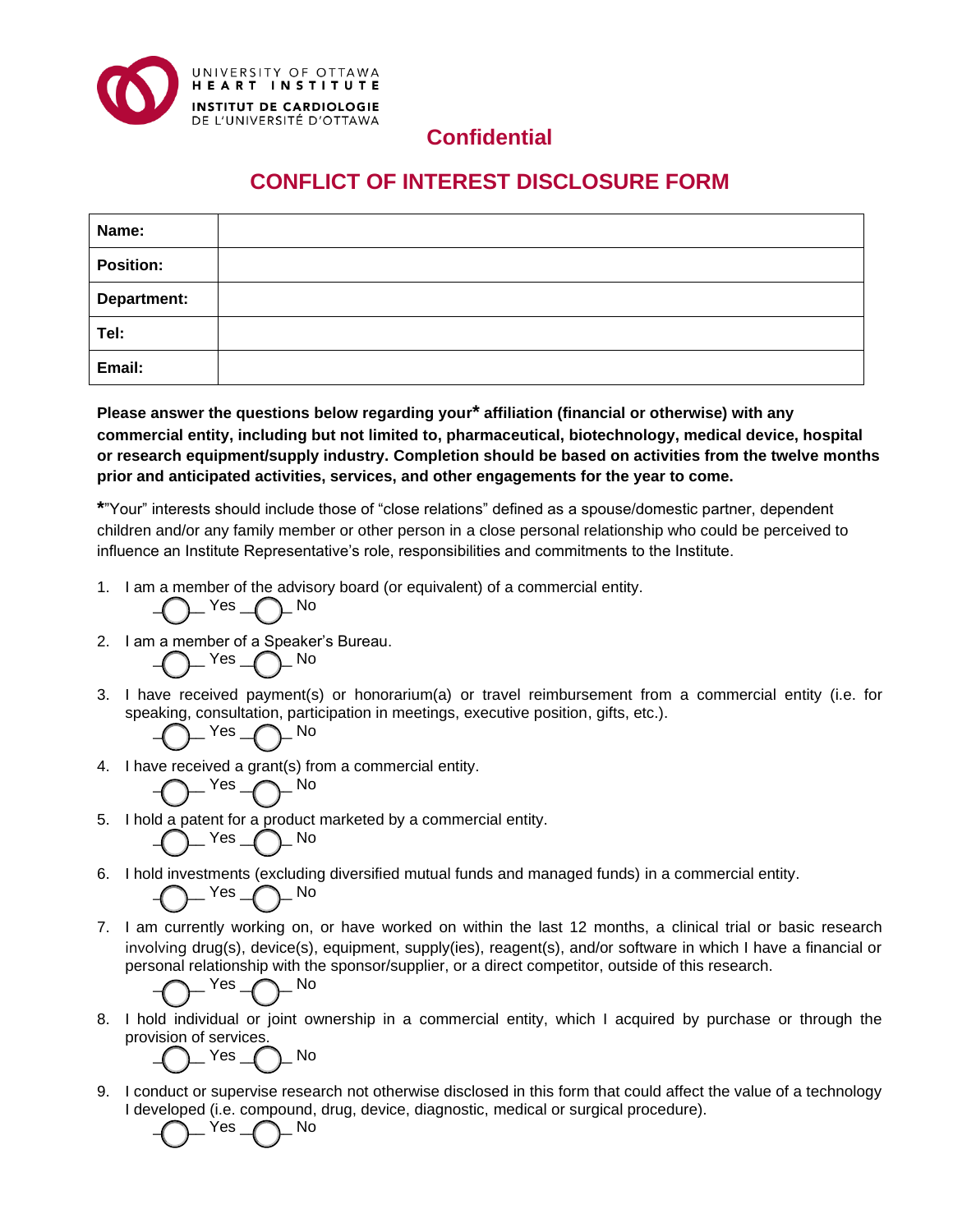UNIVERSITY OF OTTAWA HEART INSTITUTE
INSTITUT DE CARDIOLOGIE DE L'UNIVERSITÉ D'OTTAWA

**Confidential**

## CONFLICT OF INTEREST DISCLOSURE FORM

| **Name:** | |
|---|---|
| **Position:** | |
| **Department:** | |
| **Tel:** | |
| **Email:** | |

**Please answer the questions below regarding your* affiliation (financial or otherwise) with any commercial entity, including but not limited to, pharmaceutical, biotechnology, medical device, hospital or research equipment/supply industry. Completion should be based on activities from the twelve months prior and anticipated activities, services, and other engagements for the year to come.**

**\***"Your" interests should include those of "close relations" defined as a spouse/domestic partner, dependent children and/or any family member or other person in a close personal relationship who could be perceived to influence an Institute Representative's role, responsibilities and commitments to the Institute.

1. I am a member of the advisory board (or equivalent) of a commercial entity.
   ◯ Yes ◯ No
2. I am a member of a Speaker's Bureau.
   ◯ Yes ◯ No
3. I have received payment(s) or honorarium(a) or travel reimbursement from a commercial entity (i.e. for speaking, consultation, participation in meetings, executive position, gifts, etc.).
   ◯ Yes ◯ No
4. I have received a grant(s) from a commercial entity.
   ◯ Yes ◯ No
5. I hold a patent for a product marketed by a commercial entity.
   ◯ Yes ◯ No
6. I hold investments (excluding diversified mutual funds and managed funds) in a commercial entity.
   ◯ Yes ◯ No
7. I am currently working on, or have worked on within the last 12 months, a clinical trial or basic research involving drug(s), device(s), equipment, supply(ies), reagent(s), and/or software in which I have a financial or personal relationship with the sponsor/supplier, or a direct competitor, outside of this research.
   ◯ Yes ◯ No
8. I hold individual or joint ownership in a commercial entity, which I acquired by purchase or through the provision of services.
   ◯ Yes ◯ No
9. I conduct or supervise research not otherwise disclosed in this form that could affect the value of a technology I developed (i.e. compound, drug, device, diagnostic, medical or surgical procedure).
   ◯ Yes ◯ No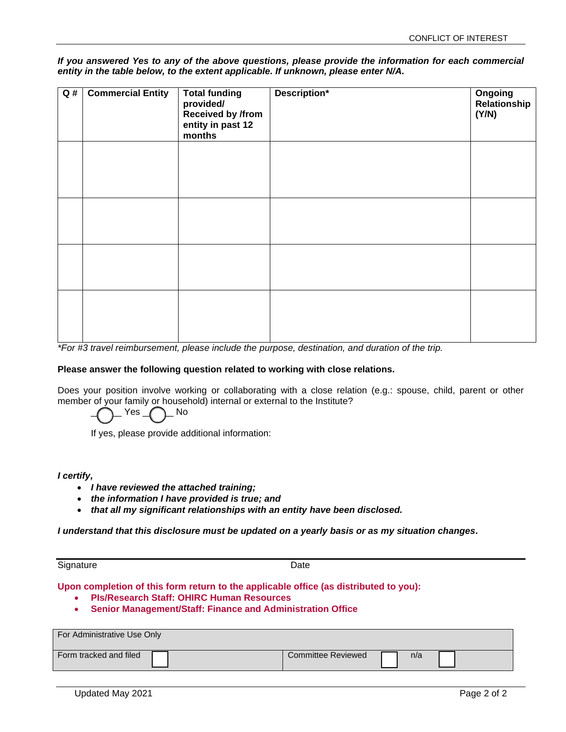***If you answered Yes to any of the above questions, please provide the information for each commercial entity in the table below, to the extent applicable. If unknown, please enter N/A.***

| Q # | Commercial Entity | Total funding provided/ Received by /from entity in past 12 months | Description* | Ongoing Relationship (Y/N) |
|---|---|---|---|---|
| | | | | |
| | | | | |
| | | | | |
| | | | | |

**For #3 travel reimbursement, please include the purpose, destination, and duration of the trip.*

**Please answer the following question related to working with close relations.**

Does your position involve working or collaborating with a close relation (e.g.: spouse, child, parent or other member of your family or household) internal or external to the Institute?

○ Yes ○ No

If yes, please provide additional information:

***I certify,***

- ***I have reviewed the attached training;***
- ***the information I have provided is true; and***
- ***that all my significant relationships with an entity have been disclosed.***

***I understand that this disclosure must be updated on a yearly basis or as my situation changes.***

Signature　　　　　　　　　　　　　　　　　　　　Date

**Upon completion of this form return to the applicable office (as distributed to you):**

- **PIs/Research Staff: OHIRC Human Resources**
- **Senior Management/Staff: Finance and Administration Office**

| For Administrative Use Only | |
|---|---|
| Form tracked and filed ☐ | Committee Reviewed ☐ n/a ☐ |

Updated May 2021